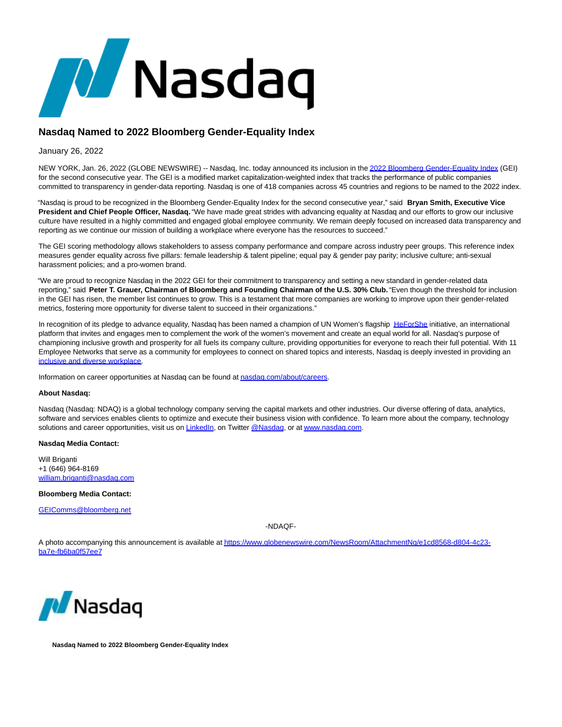# Nasdaq Named to 2022 Bloomberg Gender-Equality Index

January 26, 2022

NEW YORK, Jan. 26, 2022 (GLOBE NEWSWIRE) -- Nasdaq, Inc. today announced its inclusion in the 2022 Bloomberg Gender-Equality Index (GEI) for the second consecutive year. The GEI is a modified market capitalization-weighted index that tracks the performance of public companies committed to transparency in gender-data reporting. Nasdaq is one of 418 companies across 45 countries and regions to be named to the 2022 index.

"Nasdaq is proud to be recognized in the Bloomberg Gender-Equality Index for the second consecutive year," said **Bryan Smith, Executive Vice President and Chief People Officer, Nasdaq.** "We have made great strides with advancing equality at Nasdaq and our efforts to grow our inclusive culture have resulted in a highly committed and engaged global employee community. We remain deeply focused on increased data transparency and reporting as we continue our mission of building a workplace where everyone has the resources to succeed."

The GEI scoring methodology allows stakeholders to assess company performance and compare across industry peer groups. This reference index measures gender equality across five pillars: female leadership & talent pipeline; equal pay & gender pay parity; inclusive culture; anti-sexual harassment policies; and a pro-women brand.

"We are proud to recognize Nasdaq in the 2022 GEI for their commitment to transparency and setting a new standard in gender-related data reporting," said **Peter T. Grauer, Chairman of Bloomberg and Founding Chairman of the U.S. 30% Club.** "Even though the threshold for inclusion in the GEI has risen, the member list continues to grow. This is a testament that more companies are working to improve upon their gender-related metrics, fostering more opportunity for diverse talent to succeed in their organizations."

In recognition of its pledge to advance equality, Nasdaq has been named a champion of UN Women's flagship HeForShe initiative, an international platform that invites and engages men to complement the work of the women's movement and create an equal world for all. Nasdaq's purpose of championing inclusive growth and prosperity for all fuels its company culture, providing opportunities for everyone to reach their full potential. With 11 Employee Networks that serve as a community for employees to connect on shared topics and interests, Nasdaq is deeply invested in providing an inclusive and diverse workplace.

Information on career opportunities at Nasdaq can be found at nasdaq.com/about/careers.

**About Nasdaq:**

Nasdaq (Nasdaq: NDAQ) is a global technology company serving the capital markets and other industries. Our diverse offering of data, analytics, software and services enables clients to optimize and execute their business vision with confidence. To learn more about the company, technology solutions and career opportunities, visit us on LinkedIn, on Twitter @Nasdaq, or at www.nasdaq.com.

**Nasdaq Media Contact:**

Will Briganti
+1 (646) 964-8169
william.briganti@nasdaq.com

**Bloomberg Media Contact:**

GEIComms@bloomberg.net

-NDAQF-

A photo accompanying this announcement is available at https://www.globenewswire.com/NewsRoom/AttachmentNg/e1cd8568-d804-4c23-ba7e-fb6ba0f57ee7

**Nasdaq Named to 2022 Bloomberg Gender-Equality Index**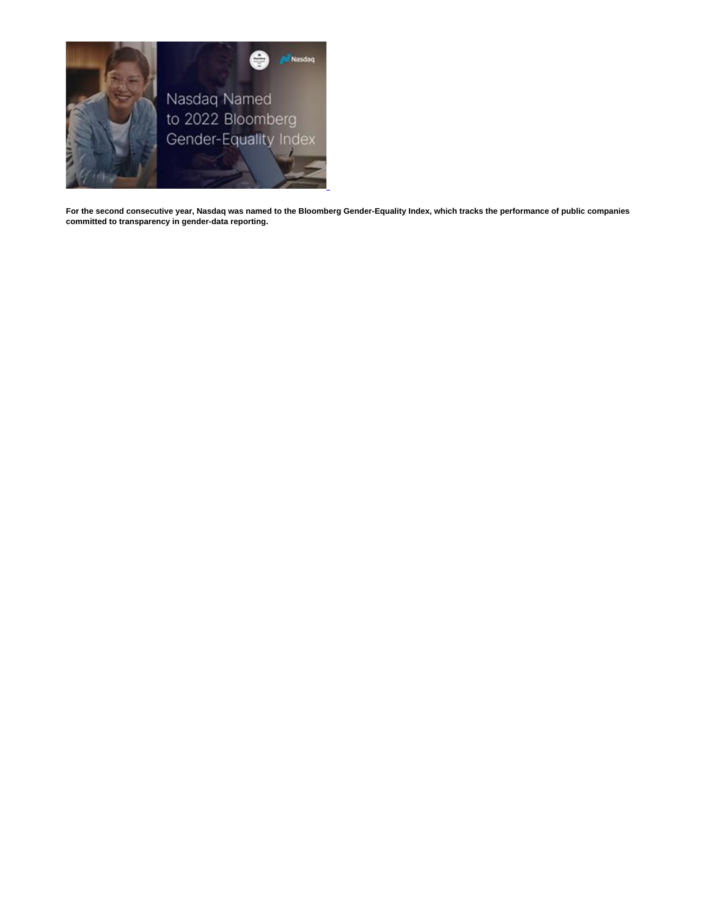**For the second consecutive year, Nasdaq was named to the Bloomberg Gender-Equality Index, which tracks the performance of public companies committed to transparency in gender-data reporting.**